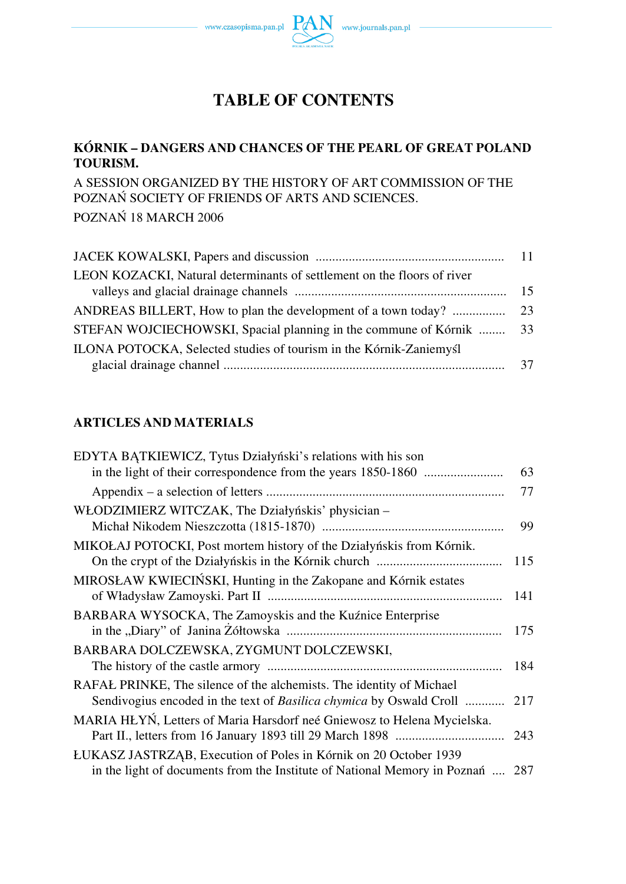# TABLE OF CONTENTS

**KÓRNIK – DANGERS AND CHANCES OF THE PEARL OF GREAT POLAND TOURISM.**

A SESSION ORGANIZED BY THE HISTORY OF ART COMMISSION OF THE POZNAŃ SOCIETY OF FRIENDS OF ARTS AND SCIENCES.

POZNAŃ 18 MARCH 2006

JACEK KOWALSKI, Papers and discussion ........................................................ 11

LEON KOZACKI, Natural determinants of settlement on the floors of river valleys and glacial drainage channels ................................................................ 15

ANDREAS BILLERT, How to plan the development of a town today? ................ 23

STEFAN WOJCIECHOWSKI, Spacial planning in the commune of Kórnik ........ 33

ILONA POTOCKA, Selected studies of tourism in the Kórnik-Zaniemyśl glacial drainage channel ..................................................................................... 37

## ARTICLES AND MATERIALS

EDYTA BĄTKIEWICZ, Tytus Działyński's relations with his son in the light of their correspondence from the years 1850-1860 ........................ 63

Appendix – a selection of letters ........................................................................ 77

WŁODZIMIERZ WITCZAK, The Działyńskis' physician – Michał Nikodem Nieszczotta (1815-1870) ...................................................... 99

MIKOŁAJ POTOCKI, Post mortem history of the Działyńskis from Kórnik. On the crypt of the Działyńskis in the Kórnik church ...................................... 115

MIROSŁAW KWIECIŃSKI, Hunting in the Zakopane and Kórnik estates of Władysław Zamoyski. Part II ....................................................................... 141

BARBARA WYSOCKA, The Zamoyskis and the Kuźnice Enterprise in the „Diary" of Janina Żółtowska ................................................................. 175

BARBARA DOLCZEWSKA, ZYGMUNT DOLCZEWSKI, The history of the castle armory ....................................................................... 184

RAFAŁ PRINKE, The silence of the alchemists. The identity of Michael Sendivogius encoded in the text of *Basilica chymica* by Oswald Croll ............ 217

MARIA HŁYŃ, Letters of Maria Harsdorf neé Gniewosz to Helena Mycielska. Part II., letters from 16 January 1893 till 29 March 1898 ................................. 243

ŁUKASZ JASTRZĄB, Execution of Poles in Kórnik on 20 October 1939 in the light of documents from the Institute of National Memory in Poznań .... 287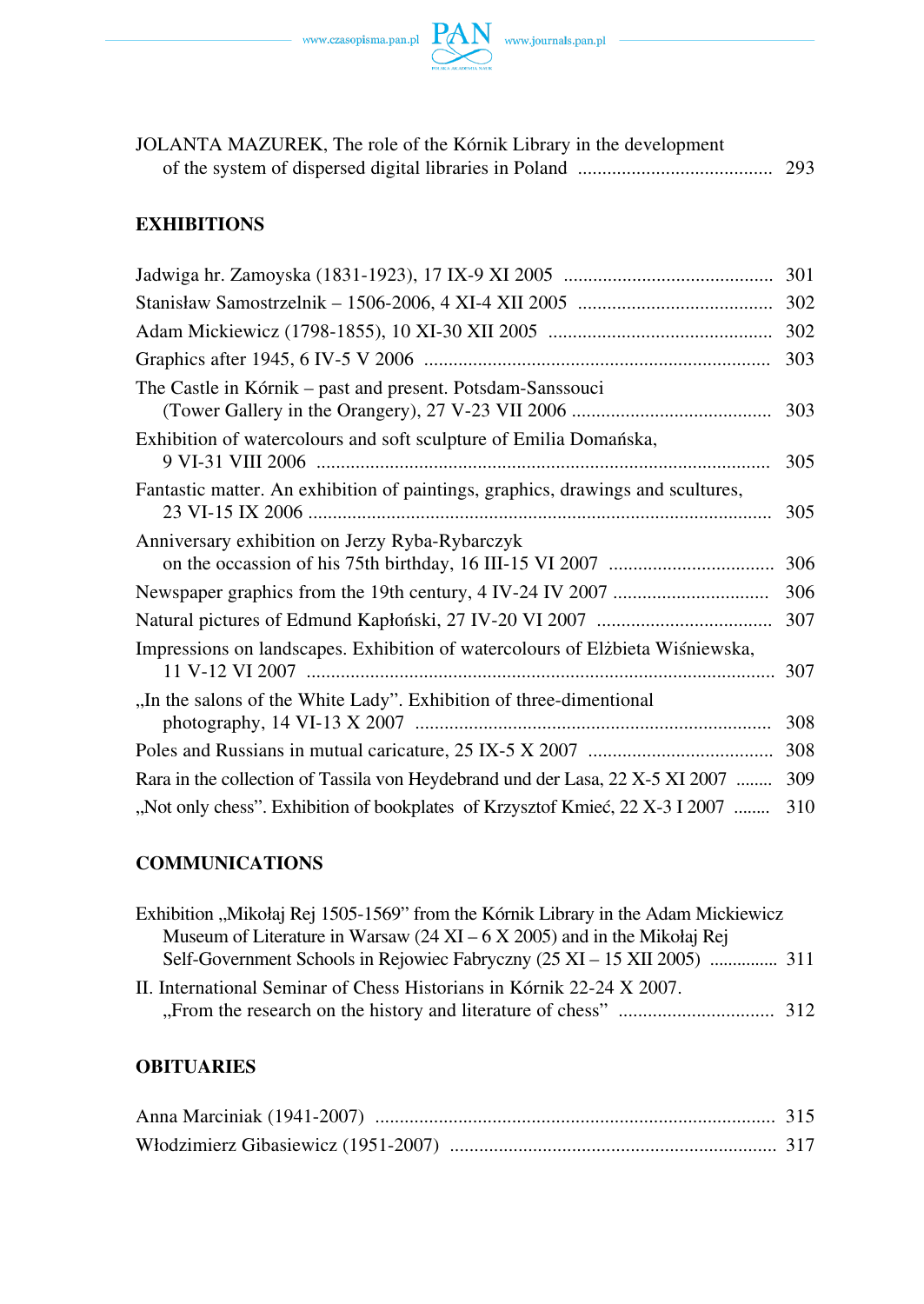JOLANTA MAZUREK, The role of the Kórnik Library in the development of the system of dispersed digital libraries in Poland ........................................ 293

## EXHIBITIONS

Jadwiga hr. Zamoyska (1831-1923), 17 IX-9 XI 2005 ........................................... 301

Stanisław Samostrzelnik – 1506-2006, 4 XI-4 XII 2005 ........................................ 302

Adam Mickiewicz (1798-1855), 10 XI-30 XII 2005 .............................................. 302

Graphics after 1945, 6 IV-5 V 2006 ...................................................................... 303

The Castle in Kórnik – past and present. Potsdam-Sanssouci (Tower Gallery in the Orangery), 27 V-23 VII 2006 ......................................... 303

Exhibition of watercolours and soft sculpture of Emilia Domańska, 9 VI-31 VIII 2006 ............................................................................................. 305

Fantastic matter. An exhibition of paintings, graphics, drawings and scultures, 23 VI-15 IX 2006 ............................................................................................... 305

Anniversary exhibition on Jerzy Ryba-Rybarczyk on the occassion of his 75th birthday, 16 III-15 VI 2007 .................................. 306

Newspaper graphics from the 19th century, 4 IV-24 IV 2007 ................................ 306

Natural pictures of Edmund Kapłoński, 27 IV-20 VI 2007 .................................... 307

Impressions on landscapes. Exhibition of watercolours of Elżbieta Wiśniewska, 11 V-12 VI 2007 ................................................................................................ 307

„In the salons of the White Lady". Exhibition of three-dimentional photography, 14 VI-13 X 2007 ......................................................................... 308

Poles and Russians in mutual caricature, 25 IX-5 X 2007 ...................................... 308

Rara in the collection of Tassila von Heydebrand und der Lasa, 22 X-5 XI 2007 ........ 309

„Not only chess". Exhibition of bookplates of Krzysztof Kmieć, 22 X-3 I 2007 ........ 310

## COMMUNICATIONS

Exhibition „Mikołaj Rej 1505-1569" from the Kórnik Library in the Adam Mickiewicz Museum of Literature in Warsaw (24 XI – 6 X 2005) and in the Mikołaj Rej Self-Government Schools in Rejowiec Fabryczny (25 XI – 15 XII 2005) ............... 311

II. International Seminar of Chess Historians in Kórnik 22-24 X 2007. „From the research on the history and literature of chess" ................................ 312

## OBITUARIES

Anna Marciniak (1941-2007) ................................................................................... 315

Włodzimierz Gibasiewicz (1951-2007) ................................................................... 317